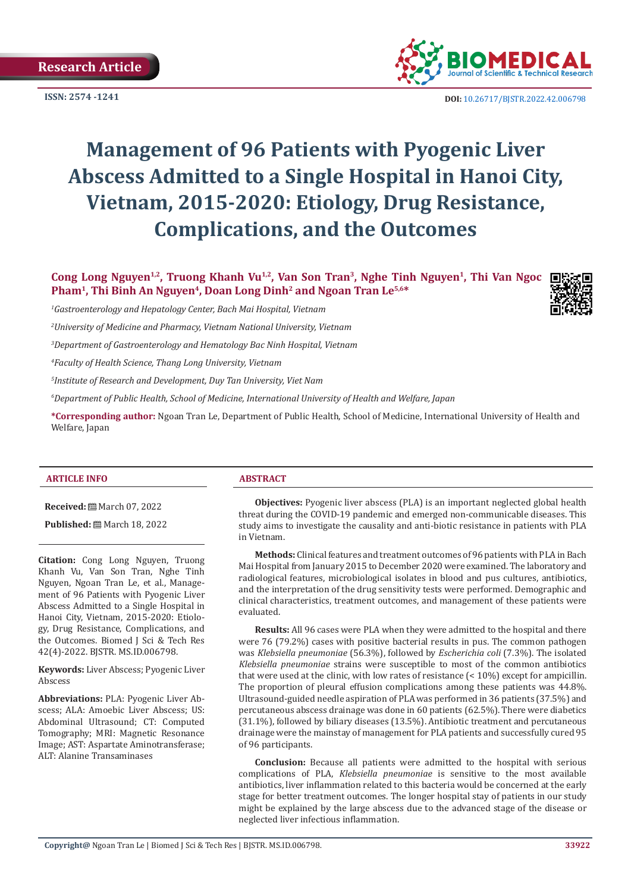Research Article

ISSN: 2574 -1241

DOI: 10.26717/BJSTR.2022.42.006798

# Management of 96 Patients with Pyogenic Liver Abscess Admitted to a Single Hospital in Hanoi City, Vietnam, 2015-2020: Etiology, Drug Resistance, Complications, and the Outcomes

**Cong Long Nguyen[1,2], Truong Khanh Vu[1,2], Van Son Tran[3], Nghe Tinh Nguyen[1], Thi Van Ngoc Pham[1], Thi Binh An Nguyen[4], Doan Long Dinh[2] and Ngoan Tran Le[5,6]***

[1]*Gastroenterology and Hepatology Center, Bach Mai Hospital, Vietnam*

[2]*University of Medicine and Pharmacy, Vietnam National University, Vietnam*

[3]*Department of Gastroenterology and Hematology Bac Ninh Hospital, Vietnam*

[4]*Faculty of Health Science, Thang Long University, Vietnam*

[5]*Institute of Research and Development, Duy Tan University, Viet Nam*

[6]*Department of Public Health, School of Medicine, International University of Health and Welfare, Japan*

**\*Corresponding author:** Ngoan Tran Le, Department of Public Health, School of Medicine, International University of Health and Welfare, Japan

## ARTICLE INFO

**Received:** March 07, 2022

**Published:** March 18, 2022

**Citation:** Cong Long Nguyen, Truong Khanh Vu, Van Son Tran, Nghe Tinh Nguyen, Ngoan Tran Le, et al., Management of 96 Patients with Pyogenic Liver Abscess Admitted to a Single Hospital in Hanoi City, Vietnam, 2015-2020: Etiology, Drug Resistance, Complications, and the Outcomes. Biomed J Sci & Tech Res 42(4)-2022. BJSTR. MS.ID.006798.

**Keywords:** Liver Abscess; Pyogenic Liver Abscess

**Abbreviations:** PLA: Pyogenic Liver Abscess; ALA: Amoebic Liver Abscess; US: Abdominal Ultrasound; CT: Computed Tomography; MRI: Magnetic Resonance Image; AST: Aspartate Aminotransferase; ALT: Alanine Transaminases

## ABSTRACT

**Objectives:** Pyogenic liver abscess (PLA) is an important neglected global health threat during the COVID-19 pandemic and emerged non-communicable diseases. This study aims to investigate the causality and anti-biotic resistance in patients with PLA in Vietnam.

**Methods:** Clinical features and treatment outcomes of 96 patients with PLA in Bach Mai Hospital from January 2015 to December 2020 were examined. The laboratory and radiological features, microbiological isolates in blood and pus cultures, antibiotics, and the interpretation of the drug sensitivity tests were performed. Demographic and clinical characteristics, treatment outcomes, and management of these patients were evaluated.

**Results:** All 96 cases were PLA when they were admitted to the hospital and there were 76 (79.2%) cases with positive bacterial results in pus. The common pathogen was *Klebsiella pneumoniae* (56.3%), followed by *Escherichia coli* (7.3%). The isolated *Klebsiella pneumoniae* strains were susceptible to most of the common antibiotics that were used at the clinic, with low rates of resistance (< 10%) except for ampicillin. The proportion of pleural effusion complications among these patients was 44.8%. Ultrasound-guided needle aspiration of PLA was performed in 36 patients (37.5%) and percutaneous abscess drainage was done in 60 patients (62.5%). There were diabetics (31.1%), followed by biliary diseases (13.5%). Antibiotic treatment and percutaneous drainage were the mainstay of management for PLA patients and successfully cured 95 of 96 participants.

**Conclusion:** Because all patients were admitted to the hospital with serious complications of PLA, *Klebsiella pneumoniae* is sensitive to the most available antibiotics, liver inflammation related to this bacteria would be concerned at the early stage for better treatment outcomes. The longer hospital stay of patients in our study might be explained by the large abscess due to the advanced stage of the disease or neglected liver infectious inflammation.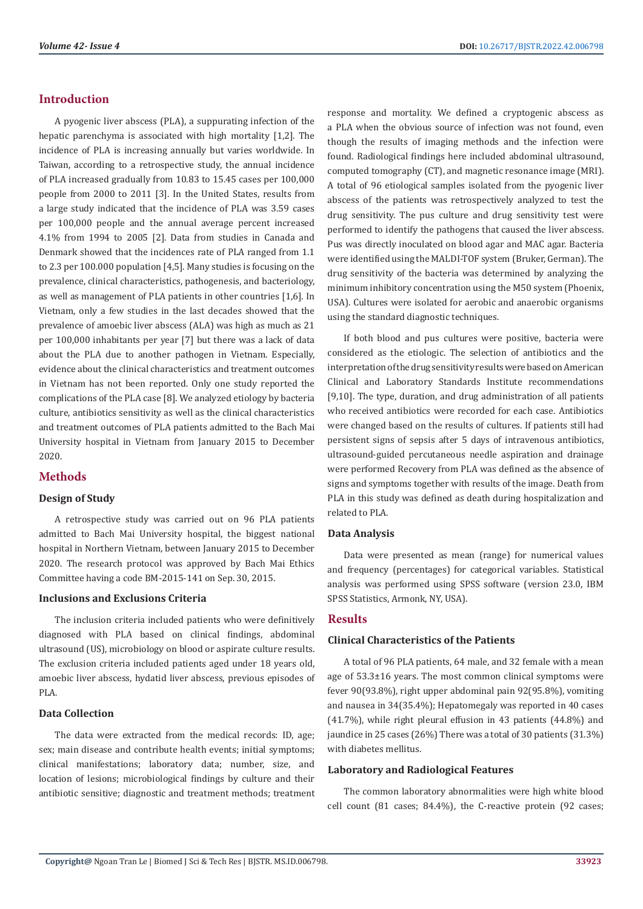## Introduction

A pyogenic liver abscess (PLA), a suppurating infection of the hepatic parenchyma is associated with high mortality [1,2]. The incidence of PLA is increasing annually but varies worldwide. In Taiwan, according to a retrospective study, the annual incidence of PLA increased gradually from 10.83 to 15.45 cases per 100,000 people from 2000 to 2011 [3]. In the United States, results from a large study indicated that the incidence of PLA was 3.59 cases per 100,000 people and the annual average percent increased 4.1% from 1994 to 2005 [2]. Data from studies in Canada and Denmark showed that the incidences rate of PLA ranged from 1.1 to 2.3 per 100.000 population [4,5]. Many studies is focusing on the prevalence, clinical characteristics, pathogenesis, and bacteriology, as well as management of PLA patients in other countries [1,6]. In Vietnam, only a few studies in the last decades showed that the prevalence of amoebic liver abscess (ALA) was high as much as 21 per 100,000 inhabitants per year [7] but there was a lack of data about the PLA due to another pathogen in Vietnam. Especially, evidence about the clinical characteristics and treatment outcomes in Vietnam has not been reported. Only one study reported the complications of the PLA case [8]. We analyzed etiology by bacteria culture, antibiotics sensitivity as well as the clinical characteristics and treatment outcomes of PLA patients admitted to the Bach Mai University hospital in Vietnam from January 2015 to December 2020.

## Methods

### Design of Study

A retrospective study was carried out on 96 PLA patients admitted to Bach Mai University hospital, the biggest national hospital in Northern Vietnam, between January 2015 to December 2020. The research protocol was approved by Bach Mai Ethics Committee having a code BM-2015-141 on Sep. 30, 2015.

### Inclusions and Exclusions Criteria

The inclusion criteria included patients who were definitively diagnosed with PLA based on clinical findings, abdominal ultrasound (US), microbiology on blood or aspirate culture results. The exclusion criteria included patients aged under 18 years old, amoebic liver abscess, hydatid liver abscess, previous episodes of PLA.

### Data Collection

The data were extracted from the medical records: ID, age; sex; main disease and contribute health events; initial symptoms; clinical manifestations; laboratory data; number, size, and location of lesions; microbiological findings by culture and their antibiotic sensitive; diagnostic and treatment methods; treatment response and mortality. We defined a cryptogenic abscess as a PLA when the obvious source of infection was not found, even though the results of imaging methods and the infection were found. Radiological findings here included abdominal ultrasound, computed tomography (CT), and magnetic resonance image (MRI). A total of 96 etiological samples isolated from the pyogenic liver abscess of the patients was retrospectively analyzed to test the drug sensitivity. The pus culture and drug sensitivity test were performed to identify the pathogens that caused the liver abscess. Pus was directly inoculated on blood agar and MAC agar. Bacteria were identified using the MALDI-TOF system (Bruker, German). The drug sensitivity of the bacteria was determined by analyzing the minimum inhibitory concentration using the M50 system (Phoenix, USA). Cultures were isolated for aerobic and anaerobic organisms using the standard diagnostic techniques.

If both blood and pus cultures were positive, bacteria were considered as the etiologic. The selection of antibiotics and the interpretation of the drug sensitivity results were based on American Clinical and Laboratory Standards Institute recommendations [9,10]. The type, duration, and drug administration of all patients who received antibiotics were recorded for each case. Antibiotics were changed based on the results of cultures. If patients still had persistent signs of sepsis after 5 days of intravenous antibiotics, ultrasound-guided percutaneous needle aspiration and drainage were performed Recovery from PLA was defined as the absence of signs and symptoms together with results of the image. Death from PLA in this study was defined as death during hospitalization and related to PLA.

### Data Analysis

Data were presented as mean (range) for numerical values and frequency (percentages) for categorical variables. Statistical analysis was performed using SPSS software (version 23.0, IBM SPSS Statistics, Armonk, NY, USA).

## Results

### Clinical Characteristics of the Patients

A total of 96 PLA patients, 64 male, and 32 female with a mean age of 53.3±16 years. The most common clinical symptoms were fever 90(93.8%), right upper abdominal pain 92(95.8%), vomiting and nausea in 34(35.4%); Hepatomegaly was reported in 40 cases (41.7%), while right pleural effusion in 43 patients (44.8%) and jaundice in 25 cases (26%) There was a total of 30 patients (31.3%) with diabetes mellitus.

### Laboratory and Radiological Features

The common laboratory abnormalities were high white blood cell count (81 cases; 84.4%), the C-reactive protein (92 cases;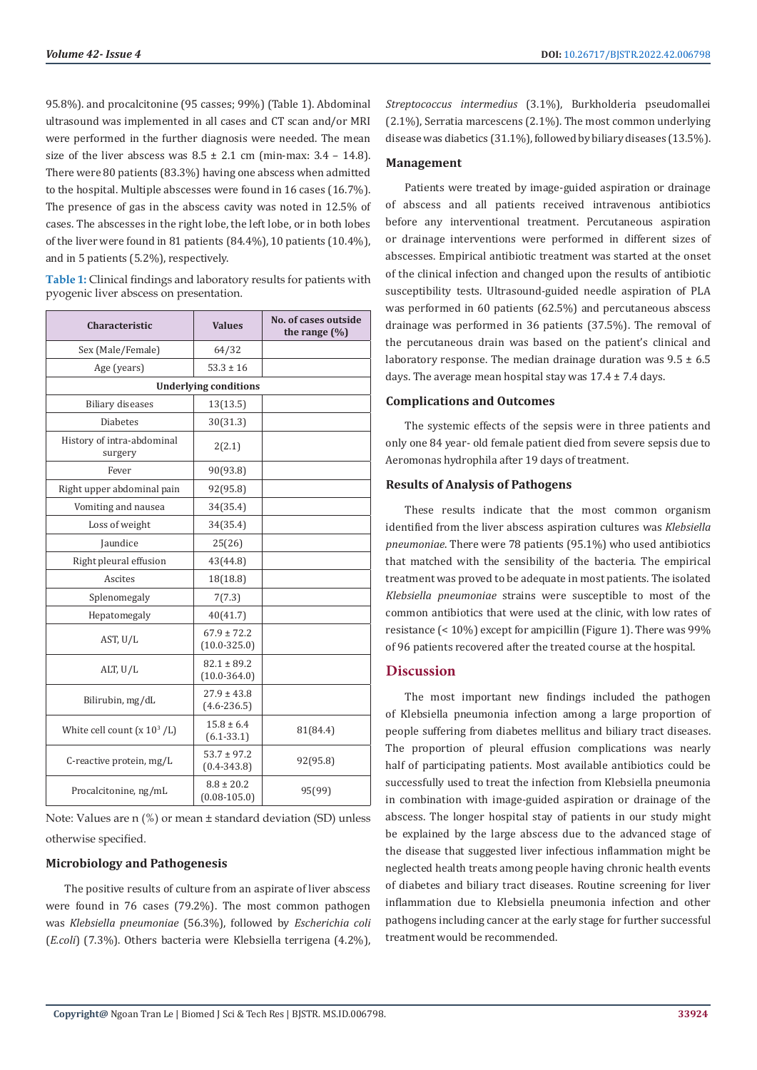95.8%). and procalcitonine (95 casses; 99%) (Table 1). Abdominal ultrasound was implemented in all cases and CT scan and/or MRI were performed in the further diagnosis were needed. The mean size of the liver abscess was 8.5 ± 2.1 cm (min-max: 3.4 – 14.8). There were 80 patients (83.3%) having one abscess when admitted to the hospital. Multiple abscesses were found in 16 cases (16.7%). The presence of gas in the abscess cavity was noted in 12.5% of cases. The abscesses in the right lobe, the left lobe, or in both lobes of the liver were found in 81 patients (84.4%), 10 patients (10.4%), and in 5 patients (5.2%), respectively.

**Table 1:** Clinical findings and laboratory results for patients with pyogenic liver abscess on presentation.

| Characteristic | Values | No. of cases outside the range (%) |
|---|---|---|
| Sex (Male/Female) | 64/32 | |
| Age (years) | 53.3 ± 16 | |
| **Underlying conditions** | | |
| Biliary diseases | 13(13.5) | |
| Diabetes | 30(31.3) | |
| History of intra-abdominal surgery | 2(2.1) | |
| Fever | 90(93.8) | |
| Right upper abdominal pain | 92(95.8) | |
| Vomiting and nausea | 34(35.4) | |
| Loss of weight | 34(35.4) | |
| Jaundice | 25(26) | |
| Right pleural effusion | 43(44.8) | |
| Ascites | 18(18.8) | |
| Splenomegaly | 7(7.3) | |
| Hepatomegaly | 40(41.7) | |
| AST, U/L | 67.9 ± 72.2 (10.0-325.0) | |
| ALT, U/L | 82.1 ± 89.2 (10.0-364.0) | |
| Bilirubin, mg/dL | 27.9 ± 43.8 (4.6-236.5) | |
| White cell count (x $10^3$ /L) | 15.8 ± 6.4 (6.1-33.1) | 81(84.4) |
| C-reactive protein, mg/L | 53.7 ± 97.2 (0.4-343.8) | 92(95.8) |
| Procalcitonine, ng/mL | 8.8 ± 20.2 (0.08-105.0) | 95(99) |

Note: Values are n (%) or mean ± standard deviation (SD) unless otherwise specified.

### Microbiology and Pathogenesis

The positive results of culture from an aspirate of liver abscess were found in 76 cases (79.2%). The most common pathogen was *Klebsiella pneumoniae* (56.3%), followed by *Escherichia coli* (*E.coli*) (7.3%). Others bacteria were Klebsiella terrigena (4.2%), *Streptococcus intermedius* (3.1%), Burkholderia pseudomallei (2.1%), Serratia marcescens (2.1%). The most common underlying disease was diabetics (31.1%), followed by biliary diseases (13.5%).

### Management

Patients were treated by image-guided aspiration or drainage of abscess and all patients received intravenous antibiotics before any interventional treatment. Percutaneous aspiration or drainage interventions were performed in different sizes of abscesses. Empirical antibiotic treatment was started at the onset of the clinical infection and changed upon the results of antibiotic susceptibility tests. Ultrasound-guided needle aspiration of PLA was performed in 60 patients (62.5%) and percutaneous abscess drainage was performed in 36 patients (37.5%). The removal of the percutaneous drain was based on the patient's clinical and laboratory response. The median drainage duration was 9.5 ± 6.5 days. The average mean hospital stay was 17.4 ± 7.4 days.

### Complications and Outcomes

The systemic effects of the sepsis were in three patients and only one 84 year- old female patient died from severe sepsis due to Aeromonas hydrophila after 19 days of treatment.

### Results of Analysis of Pathogens

These results indicate that the most common organism identified from the liver abscess aspiration cultures was *Klebsiella pneumoniae*. There were 78 patients (95.1%) who used antibiotics that matched with the sensibility of the bacteria. The empirical treatment was proved to be adequate in most patients. The isolated *Klebsiella pneumoniae* strains were susceptible to most of the common antibiotics that were used at the clinic, with low rates of resistance (< 10%) except for ampicillin (Figure 1). There was 99% of 96 patients recovered after the treated course at the hospital.

## Discussion

The most important new findings included the pathogen of Klebsiella pneumonia infection among a large proportion of people suffering from diabetes mellitus and biliary tract diseases. The proportion of pleural effusion complications was nearly half of participating patients. Most available antibiotics could be successfully used to treat the infection from Klebsiella pneumonia in combination with image-guided aspiration or drainage of the abscess. The longer hospital stay of patients in our study might be explained by the large abscess due to the advanced stage of the disease that suggested liver infectious inflammation might be neglected health treats among people having chronic health events of diabetes and biliary tract diseases. Routine screening for liver inflammation due to Klebsiella pneumonia infection and other pathogens including cancer at the early stage for further successful treatment would be recommended.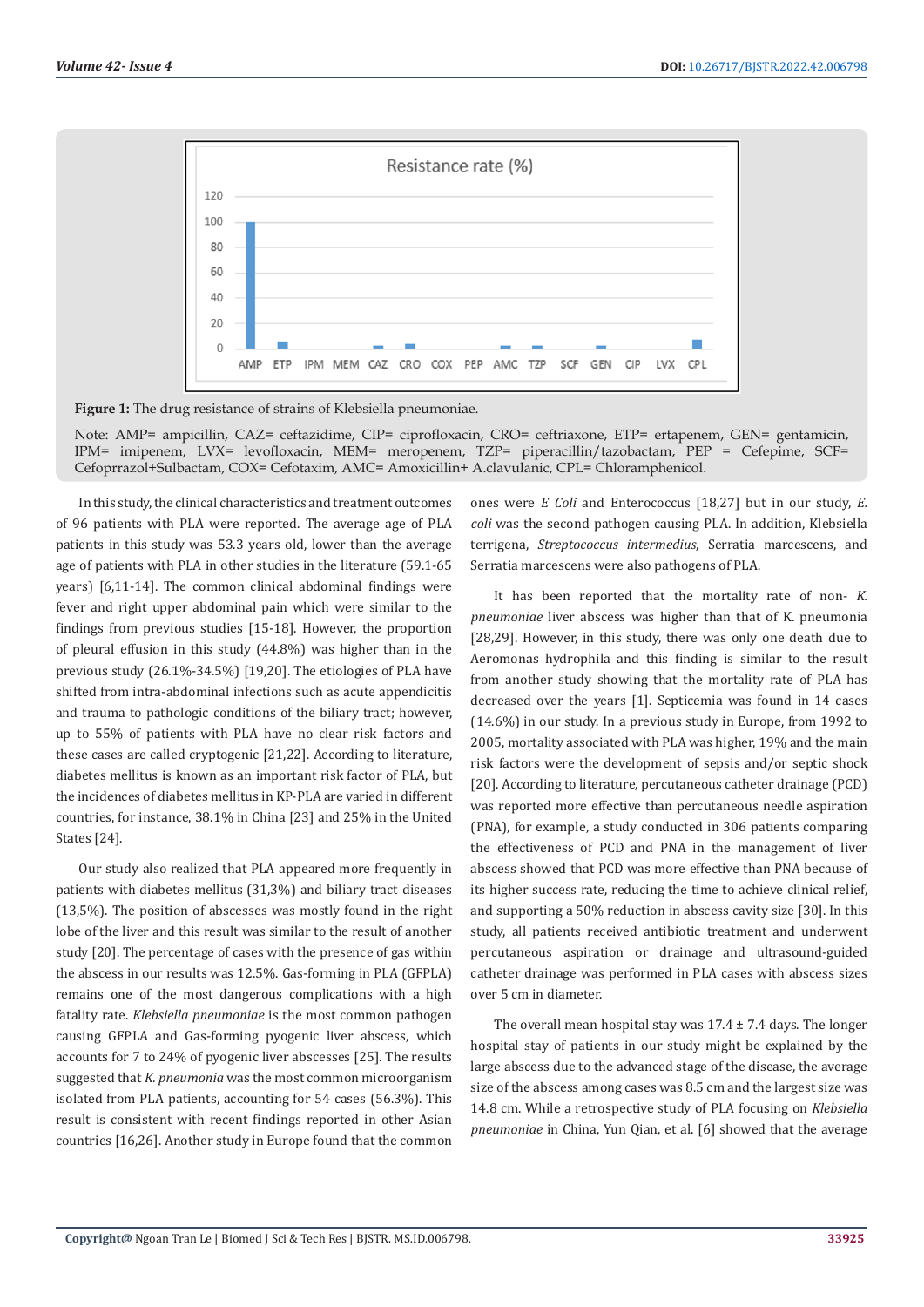**Figure 1:** The drug resistance of strains of Klebsiella pneumoniae.

Note: AMP= ampicillin, CAZ= ceftazidime, CIP= ciprofloxacin, CRO= ceftriaxone, ETP= ertapenem, GEN= gentamicin, IPM= imipenem, LVX= levofloxacin, MEM= meropenem, TZP= piperacillin/tazobactam, PEP = Cefepime, SCF= Cefoprrazol+Sulbactam, COX= Cefotaxim, AMC= Amoxicillin+ A.clavulanic, CPL= Chloramphenicol.

In this study, the clinical characteristics and treatment outcomes of 96 patients with PLA were reported. The average age of PLA patients in this study was 53.3 years old, lower than the average age of patients with PLA in other studies in the literature (59.1-65 years) [6,11-14]. The common clinical abdominal findings were fever and right upper abdominal pain which were similar to the findings from previous studies [15-18]. However, the proportion of pleural effusion in this study (44.8%) was higher than in the previous study (26.1%-34.5%) [19,20]. The etiologies of PLA have shifted from intra-abdominal infections such as acute appendicitis and trauma to pathologic conditions of the biliary tract; however, up to 55% of patients with PLA have no clear risk factors and these cases are called cryptogenic [21,22]. According to literature, diabetes mellitus is known as an important risk factor of PLA, but the incidences of diabetes mellitus in KP-PLA are varied in different countries, for instance, 38.1% in China [23] and 25% in the United States [24].

Our study also realized that PLA appeared more frequently in patients with diabetes mellitus (31,3%) and biliary tract diseases (13,5%). The position of abscesses was mostly found in the right lobe of the liver and this result was similar to the result of another study [20]. The percentage of cases with the presence of gas within the abscess in our results was 12.5%. Gas-forming in PLA (GFPLA) remains one of the most dangerous complications with a high fatality rate. *Klebsiella pneumoniae* is the most common pathogen causing GFPLA and Gas-forming pyogenic liver abscess, which accounts for 7 to 24% of pyogenic liver abscesses [25]. The results suggested that *K. pneumonia* was the most common microorganism isolated from PLA patients, accounting for 54 cases (56.3%). This result is consistent with recent findings reported in other Asian countries [16,26]. Another study in Europe found that the common ones were *E Coli* and Enterococcus [18,27] but in our study, *E. coli* was the second pathogen causing PLA. In addition, Klebsiella terrigena, *Streptococcus intermedius*, Serratia marcescens, and Serratia marcescens were also pathogens of PLA.

It has been reported that the mortality rate of non- *K. pneumoniae* liver abscess was higher than that of K. pneumonia [28,29]. However, in this study, there was only one death due to Aeromonas hydrophila and this finding is similar to the result from another study showing that the mortality rate of PLA has decreased over the years [1]. Septicemia was found in 14 cases (14.6%) in our study. In a previous study in Europe, from 1992 to 2005, mortality associated with PLA was higher, 19% and the main risk factors were the development of sepsis and/or septic shock [20]. According to literature, percutaneous catheter drainage (PCD) was reported more effective than percutaneous needle aspiration (PNA), for example, a study conducted in 306 patients comparing the effectiveness of PCD and PNA in the management of liver abscess showed that PCD was more effective than PNA because of its higher success rate, reducing the time to achieve clinical relief, and supporting a 50% reduction in abscess cavity size [30]. In this study, all patients received antibiotic treatment and underwent percutaneous aspiration or drainage and ultrasound-guided catheter drainage was performed in PLA cases with abscess sizes over 5 cm in diameter.

The overall mean hospital stay was 17.4 ± 7.4 days. The longer hospital stay of patients in our study might be explained by the large abscess due to the advanced stage of the disease, the average size of the abscess among cases was 8.5 cm and the largest size was 14.8 cm. While a retrospective study of PLA focusing on *Klebsiella pneumoniae* in China, Yun Qian, et al. [6] showed that the average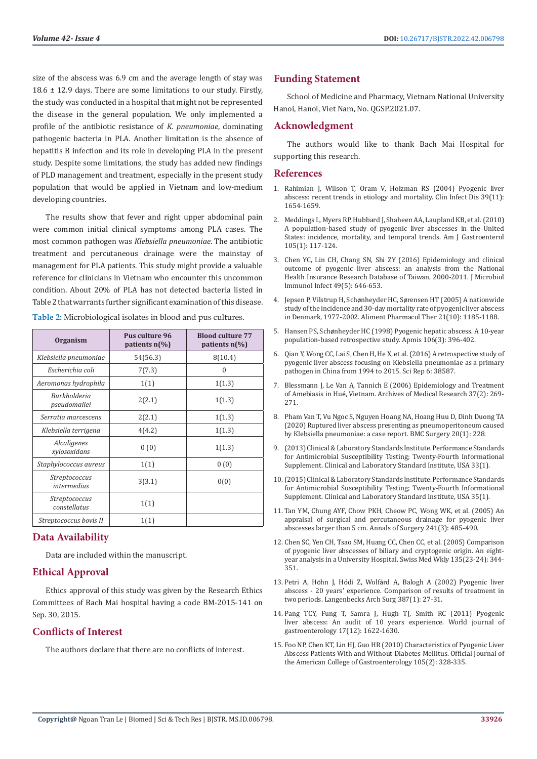size of the abscess was 6.9 cm and the average length of stay was 18.6 ± 12.9 days. There are some limitations to our study. Firstly, the study was conducted in a hospital that might not be represented the disease in the general population. We only implemented a profile of the antibiotic resistance of *K. pneumoniae*, dominating pathogenic bacteria in PLA. Another limitation is the absence of hepatitis B infection and its role in developing PLA in the present study. Despite some limitations, the study has added new findings of PLD management and treatment, especially in the present study population that would be applied in Vietnam and low-medium developing countries.

The results show that fever and right upper abdominal pain were common initial clinical symptoms among PLA cases. The most common pathogen was *Klebsiella pneumoniae*. The antibiotic treatment and percutaneous drainage were the mainstay of management for PLA patients. This study might provide a valuable reference for clinicians in Vietnam who encounter this uncommon condition. About 20% of PLA has not detected bacteria listed in Table 2 that warrants further significant examination of this disease.

**Table 2:** Microbiological isolates in blood and pus cultures.

| Organism | Pus culture 96 patients n(%) | Blood culture 77 patients n(%) |
|---|---|---|
| *Klebsiella pneumoniae* | 54(56.3) | 8(10.4) |
| *Escherichia coli* | 7(7.3) | 0 |
| *Aeromonas hydrophila* | 1(1) | 1(1.3) |
| *Burkholderia pseudomallei* | 2(2.1) | 1(1.3) |
| *Serratia marcescens* | 2(2.1) | 1(1.3) |
| *Klebsiella terrigena* | 4(4.2) | 1(1.3) |
| *Alcaligenes xylosoxidans* | 0 (0) | 1(1.3) |
| *Staphylococcus aureus* | 1(1) | 0 (0) |
| *Streptococcus intermedius* | 3(3.1) | 0(0) |
| *Streptococcus constellatus* | 1(1) | |
| *Streptococcus bovis II* | 1(1) | |

## Data Availability

Data are included within the manuscript.

## Ethical Approval

Ethics approval of this study was given by the Research Ethics Committees of Bach Mai hospital having a code BM-2015-141 on Sep. 30, 2015.

## Conflicts of Interest

The authors declare that there are no conflicts of interest.

## Funding Statement

School of Medicine and Pharmacy, Vietnam National University Hanoi, Hanoi, Viet Nam, No. QGSP.2021.07.

## Acknowledgment

The authors would like to thank Bach Mai Hospital for supporting this research.

## References

1. Rahimian J, Wilson T, Oram V, Holzman RS (2004) Pyogenic liver abscess: recent trends in etiology and mortality. Clin Infect Dis 39(11): 1654-1659.
2. Meddings L, Myers RP, Hubbard J, Shaheen AA, Laupland KB, et al. (2010) A population-based study of pyogenic liver abscesses in the United States: incidence, mortality, and temporal trends. Am J Gastroenterol 105(1): 117-124.
3. Chen YC, Lin CH, Chang SN, Shi ZY (2016) Epidemiology and clinical outcome of pyogenic liver abscess: an analysis from the National Health Insurance Research Database of Taiwan, 2000-2011. J Microbiol Immunol Infect 49(5): 646-653.
4. Jepsen P, Vilstrup H, Schønheyder HC, Sørensen HT (2005) A nationwide study of the incidence and 30-day mortality rate of pyogenic liver abscess in Denmark, 1977-2002. Aliment Pharmacol Ther 21(10): 1185-1188.
5. Hansen PS, Schønheyder HC (1998) Pyogenic hepatic abscess. A 10-year population-based retrospective study. Apmis 106(3): 396-402.
6. Qian Y, Wong CC, Lai S, Chen H, He X, et al. (2016) A retrospective study of pyogenic liver abscess focusing on Klebsiella pneumoniae as a primary pathogen in China from 1994 to 2015. Sci Rep 6: 38587.
7. Blessmann J, Le Van A, Tannich E (2006) Epidemiology and Treatment of Amebiasis in Hué, Vietnam. Archives of Medical Research 37(2): 269-271.
8. Pham Van T, Vu Ngoc S, Nguyen Hoang NA, Hoang Huu D, Dinh Duong TA (2020) Ruptured liver abscess presenting as pneumoperitoneum caused by Klebsiella pneumoniae: a case report. BMC Surgery 20(1): 228.
9. (2013) Clinical & Laboratory Standards Institute. Performance Standards for Antimicrobial Susceptibility Testing; Twenty-Fourth Informational Supplement. Clinical and Laboratory Standard Institute, USA 33(1).
10. (2015) Clinical & Laboratory Standards Institute. Performance Standards for Antimicrobial Susceptibility Testing; Twenty-Fourth Informational Supplement. Clinical and Laboratory Standard Institute, USA 35(1).
11. Tan YM, Chung AYF, Chow PKH, Cheow PC, Wong WK, et al. (2005) An appraisal of surgical and percutaneous drainage for pyogenic liver abscesses larger than 5 cm. Annals of Surgery 241(3): 485-490.
12. Chen SC, Yen CH, Tsao SM, Huang CC, Chen CC, et al. (2005) Comparison of pyogenic liver abscesses of biliary and cryptogenic origin. An eight-year analysis in a University Hospital. Swiss Med Wkly 135(23-24): 344-351.
13. Petri A, Höhn J, Hódi Z, Wolfárd A, Balogh A (2002) Pyogenic liver abscess - 20 years' experience. Comparison of results of treatment in two periods. Langenbecks Arch Surg 387(1): 27-31.
14. Pang TCY, Fung T, Samra J, Hugh TJ, Smith RC (2011) Pyogenic liver abscess: An audit of 10 years experience. World journal of gastroenterology 17(12): 1622-1630.
15. Foo NP, Chen KT, Lin HJ, Guo HR (2010) Characteristics of Pyogenic Liver Abscess Patients With and Without Diabetes Mellitus. Official Journal of the American College of Gastroenterology 105(2): 328-335.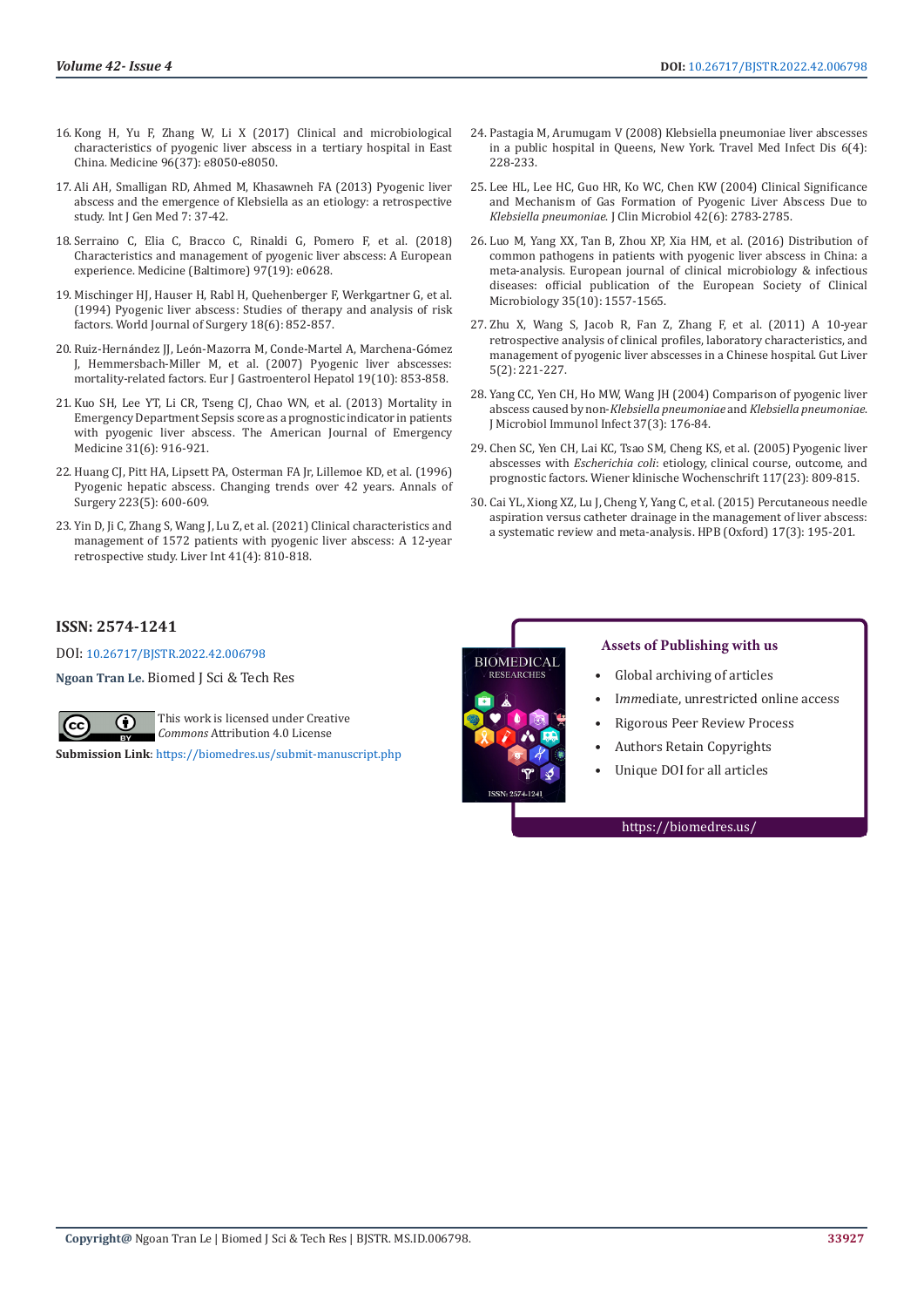16. Kong H, Yu F, Zhang W, Li X (2017) Clinical and microbiological characteristics of pyogenic liver abscess in a tertiary hospital in East China. Medicine 96(37): e8050-e8050.
17. Ali AH, Smalligan RD, Ahmed M, Khasawneh FA (2013) Pyogenic liver abscess and the emergence of Klebsiella as an etiology: a retrospective study. Int J Gen Med 7: 37-42.
18. Serraino C, Elia C, Bracco C, Rinaldi G, Pomero F, et al. (2018) Characteristics and management of pyogenic liver abscess: A European experience. Medicine (Baltimore) 97(19): e0628.
19. Mischinger HJ, Hauser H, Rabl H, Quehenberger F, Werkgartner G, et al. (1994) Pyogenic liver abscess: Studies of therapy and analysis of risk factors. World Journal of Surgery 18(6): 852-857.
20. Ruiz-Hernández JJ, León-Mazorra M, Conde-Martel A, Marchena-Gómez J, Hemmersbach-Miller M, et al. (2007) Pyogenic liver abscesses: mortality-related factors. Eur J Gastroenterol Hepatol 19(10): 853-858.
21. Kuo SH, Lee YT, Li CR, Tseng CJ, Chao WN, et al. (2013) Mortality in Emergency Department Sepsis score as a prognostic indicator in patients with pyogenic liver abscess. The American Journal of Emergency Medicine 31(6): 916-921.
22. Huang CJ, Pitt HA, Lipsett PA, Osterman FA Jr, Lillemoe KD, et al. (1996) Pyogenic hepatic abscess. Changing trends over 42 years. Annals of Surgery 223(5): 600-609.
23. Yin D, Ji C, Zhang S, Wang J, Lu Z, et al. (2021) Clinical characteristics and management of 1572 patients with pyogenic liver abscess: A 12-year retrospective study. Liver Int 41(4): 810-818.
24. Pastagia M, Arumugam V (2008) Klebsiella pneumoniae liver abscesses in a public hospital in Queens, New York. Travel Med Infect Dis 6(4): 228-233.
25. Lee HL, Lee HC, Guo HR, Ko WC, Chen KW (2004) Clinical Significance and Mechanism of Gas Formation of Pyogenic Liver Abscess Due to *Klebsiella pneumoniae*. J Clin Microbiol 42(6): 2783-2785.
26. Luo M, Yang XX, Tan B, Zhou XP, Xia HM, et al. (2016) Distribution of common pathogens in patients with pyogenic liver abscess in China: a meta-analysis. European journal of clinical microbiology & infectious diseases: official publication of the European Society of Clinical Microbiology 35(10): 1557-1565.
27. Zhu X, Wang S, Jacob R, Fan Z, Zhang F, et al. (2011) A 10-year retrospective analysis of clinical profiles, laboratory characteristics, and management of pyogenic liver abscesses in a Chinese hospital. Gut Liver 5(2): 221-227.
28. Yang CC, Yen CH, Ho MW, Wang JH (2004) Comparison of pyogenic liver abscess caused by non-*Klebsiella pneumoniae* and *Klebsiella pneumoniae*. J Microbiol Immunol Infect 37(3): 176-84.
29. Chen SC, Yen CH, Lai KC, Tsao SM, Cheng KS, et al. (2005) Pyogenic liver abscesses with *Escherichia coli*: etiology, clinical course, outcome, and prognostic factors. Wiener klinische Wochenschrift 117(23): 809-815.
30. Cai YL, Xiong XZ, Lu J, Cheng Y, Yang C, et al. (2015) Percutaneous needle aspiration versus catheter drainage in the management of liver abscess: a systematic review and meta-analysis. HPB (Oxford) 17(3): 195-201.

**ISSN: 2574-1241**

DOI: 10.26717/BJSTR.2022.42.006798

**Ngoan Tran Le.** Biomed J Sci & Tech Res

This work is licensed under Creative *Commons* Attribution 4.0 License

**Submission Link**: https://biomedres.us/submit-manuscript.php

**Assets of Publishing with us**

- Global archiving of articles
- Immediate, unrestricted online access
- Rigorous Peer Review Process
- Authors Retain Copyrights
- Unique DOI for all articles

https://biomedres.us/